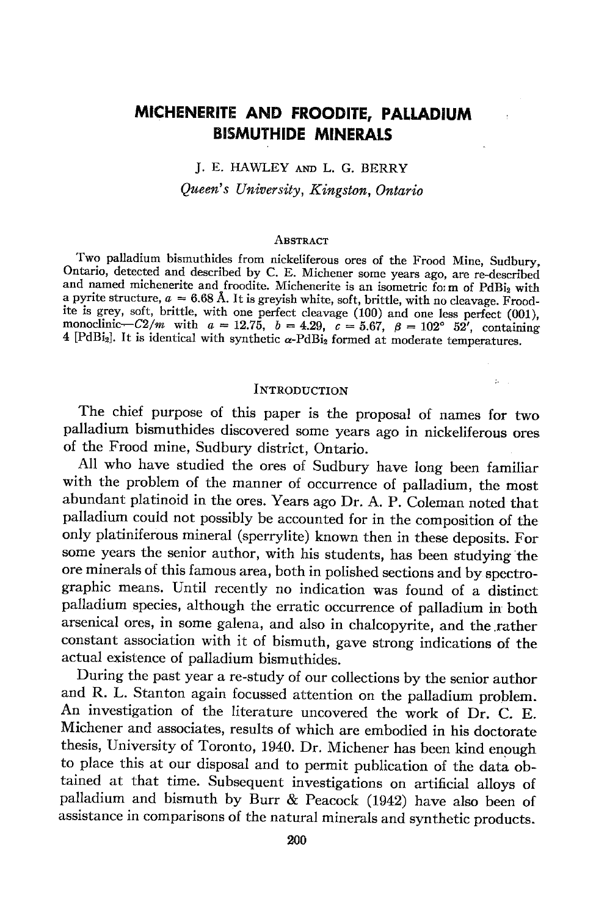# MICHENERITE AND FROODITE, PALLADIUM BISMUTHIDE MINERALS

J. E. HAWLEY AND L. G. BERRY

*Queen's University, Kingston, Ontario*

## ABSTRACT

Two palladium bismuthides from nickeliferous ores of the Frood Mine, Sudbury, Ontario, detected and described by C. E. Michener some years ago, are re-described and named michenerite and froodite. Michenerite is an isometric form of $PdBi_2$ with a pyrite structure, $a = 6.68$ Å. It is greyish white, soft, brittle, with no cleavage. Froodite is grey, soft, brittle, with one perfect cleavage (100) and one less perfect (001), monoclinic—$C2/m$ with $a = 12.75$, $b = 4.29$, $c = 5.67$, $\beta = 102°\ 52'$, containing 4 [$PdBi_2$]. It is identical with synthetic $\alpha$-$PdBi_2$ formed at moderate temperatures.

## INTRODUCTION

The chief purpose of this paper is the proposal of names for two palladium bismuthides discovered some years ago in nickeliferous ores of the Frood mine, Sudbury district, Ontario.

All who have studied the ores of Sudbury have long been familiar with the problem of the manner of occurrence of palladium, the most abundant platinoid in the ores. Years ago Dr. A. P. Coleman noted that palladium could not possibly be accounted for in the composition of the only platiniferous mineral (sperrylite) known then in these deposits. For some years the senior author, with his students, has been studying the ore minerals of this famous area, both in polished sections and by spectrographic means. Until recently no indication was found of a distinct palladium species, although the erratic occurrence of palladium in both arsenical ores, in some galena, and also in chalcopyrite, and the rather constant association with it of bismuth, gave strong indications of the actual existence of palladium bismuthides.

During the past year a re-study of our collections by the senior author and R. L. Stanton again focussed attention on the palladium problem. An investigation of the literature uncovered the work of Dr. C. E. Michener and associates, results of which are embodied in his doctorate thesis, University of Toronto, 1940. Dr. Michener has been kind enough to place this at our disposal and to permit publication of the data obtained at that time. Subsequent investigations on artificial alloys of palladium and bismuth by Burr & Peacock (1942) have also been of assistance in comparisons of the natural minerals and synthetic products.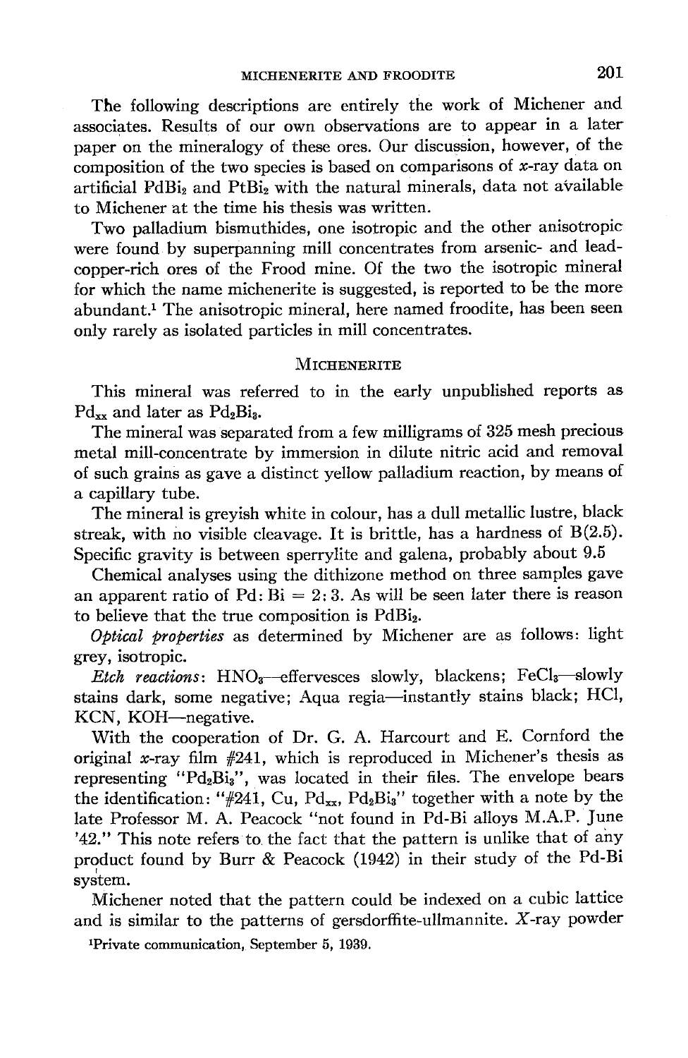The following descriptions are entirely the work of Michener and associates. Results of our own observations are to appear in a later paper on the mineralogy of these ores. Our discussion, however, of the composition of the two species is based on comparisons of $x$-ray data on artificial $PdBi_2$ and $PtBi_2$ with the natural minerals, data not available to Michener at the time his thesis was written.

Two palladium bismuthides, one isotropic and the other anisotropic were found by superpanning mill concentrates from arsenic- and lead-copper-rich ores of the Frood mine. Of the two the isotropic mineral for which the name michenerite is suggested, is reported to be the more abundant.[1] The anisotropic mineral, here named froodite, has been seen only rarely as isolated particles in mill concentrates.

## Michenerite

This mineral was referred to in the early unpublished reports as $Pd_{xx}$ and later as $Pd_2Bi_3$.

The mineral was separated from a few milligrams of 325 mesh precious metal mill-concentrate by immersion in dilute nitric acid and removal of such grains as gave a distinct yellow palladium reaction, by means of a capillary tube.

The mineral is greyish white in colour, has a dull metallic lustre, black streak, with no visible cleavage. It is brittle, has a hardness of B(2.5). Specific gravity is between sperrylite and galena, probably about 9.5

Chemical analyses using the dithizone method on three samples gave an apparent ratio of Pd: Bi = 2: 3. As will be seen later there is reason to believe that the true composition is $PdBi_2$.

*Optical properties* as determined by Michener are as follows: light grey, isotropic.

*Etch reactions*: $HNO_3$—effervesces slowly, blackens; $FeCl_3$—slowly stains dark, some negative; Aqua regia—instantly stains black; HCl, KCN, KOH—negative.

With the cooperation of Dr. G. A. Harcourt and E. Cornford the original $x$-ray film #241, which is reproduced in Michener's thesis as representing "$Pd_2Bi_3$", was located in their files. The envelope bears the identification: "#241, Cu, $Pd_{xx}$, $Pd_2Bi_3$" together with a note by the late Professor M. A. Peacock "not found in Pd-Bi alloys M.A.P. June '42." This note refers to the fact that the pattern is unlike that of any product found by Burr & Peacock (1942) in their study of the Pd-Bi system.

Michener noted that the pattern could be indexed on a cubic lattice and is similar to the patterns of gersdorffite-ullmannite. $X$-ray powder

[1]Private communication, September 5, 1939.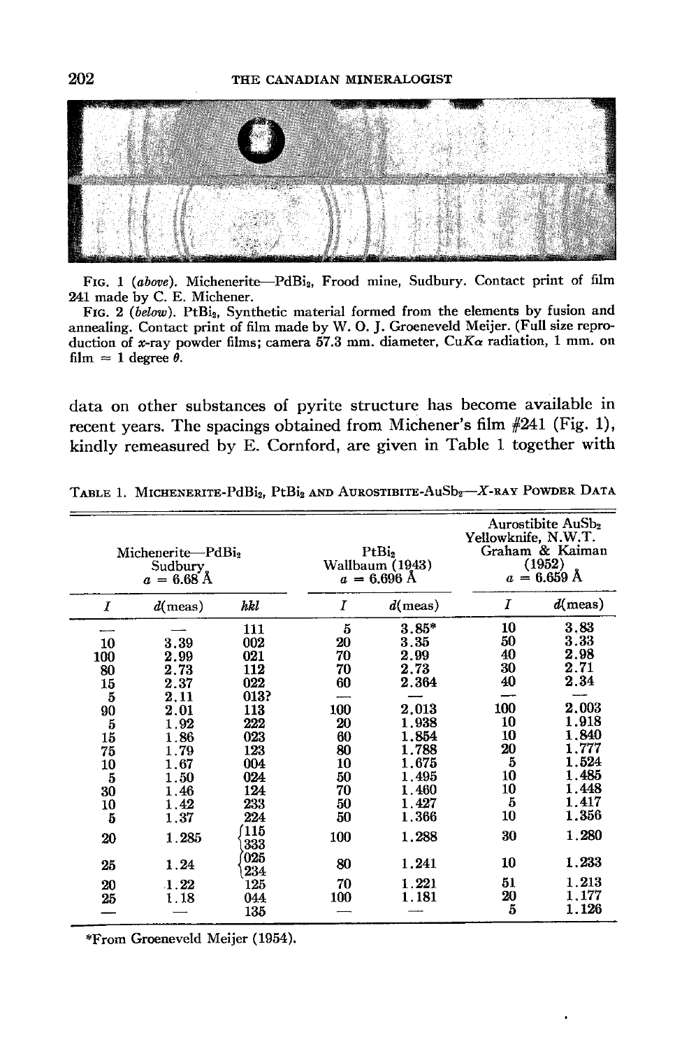FIG. 1 (*above*). Michenerite—$PdBi_2$, Frood mine, Sudbury. Contact print of film 241 made by C. E. Michener.

FIG. 2 (*below*). $PtBi_2$, Synthetic material formed from the elements by fusion and annealing. Contact print of film made by W. O. J. Groeneveld Meijer. (Full size reproduction of $x$-ray powder films; camera 57.3 mm. diameter, Cu$K\alpha$ radiation, 1 mm. on film ≈ 1 degree $\theta$.

data on other substances of pyrite structure has become available in recent years. The spacings obtained from Michener's film #241 (Fig. 1), kindly remeasured by E. Cornford, are given in Table 1 together with

TABLE 1. MICHENERITE-$PdBi_2$, $PtBi_2$ AND AUROSTIBITE-$AuSb_2$—$X$-RAY POWDER DATA

| Michenerite—$PdBi_2$ Sudbury $a$ = 6.68 Å | | | $PtBi_2$ Wallbaum (1943) $a$ = 6.696 Å | | Aurostibite $AuSb_2$ Yellowknife, N.W.T. Graham & Kaiman (1952) $a$ = 6.659 Å | |
|---|---|---|---|---|---|---|
| $I$ | $d$(meas) | $hkl$ | $I$ | $d$(meas) | $I$ | $d$(meas) |
| — | — | 111 | 5 | 3.85* | 10 | 3.83 |
| 10 | 3.39 | 002 | 20 | 3.35 | 50 | 3.33 |
| 100 | 2.99 | 021 | 70 | 2.99 | 40 | 2.98 |
| 80 | 2.73 | 112 | 70 | 2.73 | 30 | 2.71 |
| 15 | 2.37 | 022 | 60 | 2.364 | 40 | 2.34 |
| 5 | 2.11 | 013? | — | — | — | — |
| 90 | 2.01 | 113 | 100 | 2.013 | 100 | 2.003 |
| 5 | 1.92 | 222 | 20 | 1.938 | 10 | 1.918 |
| 15 | 1.86 | 023 | 60 | 1.854 | 10 | 1.840 |
| 75 | 1.79 | 123 | 80 | 1.788 | 20 | 1.777 |
| 10 | 1.67 | 004 | 10 | 1.675 | 5 | 1.524 |
| 5 | 1.50 | 024 | 50 | 1.495 | 10 | 1.485 |
| 30 | 1.46 | 124 | 70 | 1.460 | 10 | 1.448 |
| 10 | 1.42 | 233 | 50 | 1.427 | 5 | 1.417 |
| 5 | 1.37 | 224 | 50 | 1.366 | 10 | 1.356 |
| 20 | 1.285 | {115, 333} | 100 | 1.288 | 30 | 1.280 |
| 25 | 1.24 | {025, 234} | 80 | 1.241 | 10 | 1.233 |
| 20 | 1.22 | 125 | 70 | 1.221 | 51 | 1.213 |
| 25 | 1.18 | 044 | 100 | 1.181 | 20 | 1.177 |
| — | — | 135 | — | — | 5 | 1.126 |

*From Groeneveld Meijer (1954).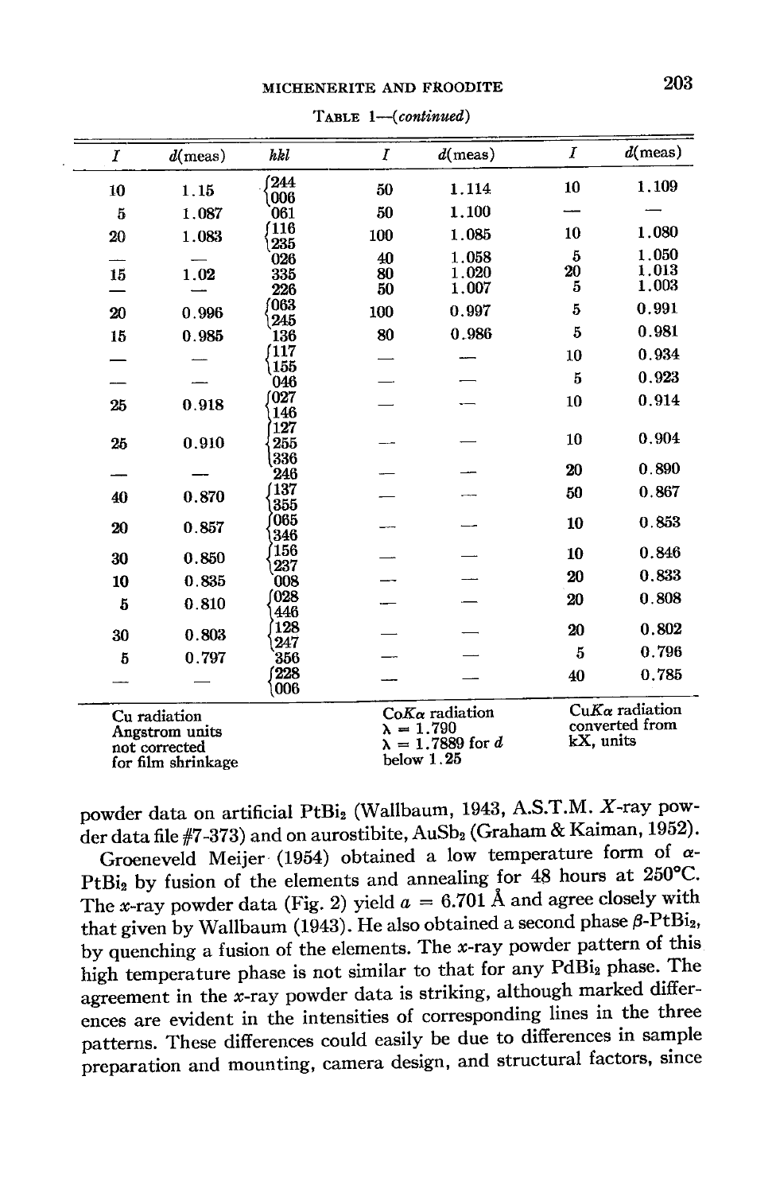TABLE 1—(*continued*)

| *I* | *d*(meas) | *hkl* | *I* | *d*(meas) | *I* | *d*(meas) |
|---|---|---|---|---|---|---|
| 10 | 1.15 | 244, 006 | 50 | 1.114 | 10 | 1.109 |
| 5 | 1.087 | 061 | 50 | 1.100 | — | — |
| 20 | 1.083 | 116, 235 | 100 | 1.085 | 10 | 1.080 |
| — | — | 026 | 40 | 1.058 | 5 | 1.050 |
| 15 | 1.02 | 335 | 80 | 1.020 | 20 | 1.013 |
| — | — | 226 | 50 | 1.007 | 5 | 1.003 |
| 20 | 0.996 | 063, 245 | 100 | 0.997 | 5 | 0.991 |
| 15 | 0.985 | 136 | 80 | 0.986 | 5 | 0.981 |
| — | — | 117, 155 | — | — | 10 | 0.934 |
| — | — | 046 | — | — | 5 | 0.923 |
| 25 | 0.918 | 027, 146 | — | — | 10 | 0.914 |
| 25 | 0.910 | 127, 255, 336 | — | — | 10 | 0.904 |
| — | — | 246 | — | — | 20 | 0.890 |
| 40 | 0.870 | 137, 355 | — | — | 50 | 0.867 |
| 20 | 0.857 | 065, 346 | — | — | 10 | 0.853 |
| 30 | 0.850 | 156, 237 | — | — | 10 | 0.846 |
| 10 | 0.835 | 008 | — | — | 20 | 0.833 |
| 5 | 0.810 | 028, 446 | — | — | 20 | 0.808 |
| 30 | 0.803 | 128, 247 | — | — | 20 | 0.802 |
| 5 | 0.797 | 356 | — | — | 5 | 0.796 |
| — | — | 228, 006 | — | — | 40 | 0.785 |
| Cu radiation, Angstrom units not corrected for film shrinkage | | | Co*K*α radiation, λ = 1.790, λ = 1.7889 for *d* below 1.25 | | Cu*K*α radiation converted from kX, units | |

powder data on artificial $PtBi_2$ (Wallbaum, 1943, A.S.T.M. *X*-ray powder data file #7-373) and on aurostibite, $AuSb_2$ (Graham & Kaiman, 1952).

Groeneveld Meijer (1954) obtained a low temperature form of $\alpha$-$PtBi_2$ by fusion of the elements and annealing for 48 hours at 250°C. The *x*-ray powder data (Fig. 2) yield $a = 6.701$ Å and agree closely with that given by Wallbaum (1943). He also obtained a second phase $\beta$-$PtBi_2$, by quenching a fusion of the elements. The *x*-ray powder pattern of this high temperature phase is not similar to that for any $PdBi_2$ phase. The agreement in the *x*-ray powder data is striking, although marked differences are evident in the intensities of corresponding lines in the three patterns. These differences could easily be due to differences in sample preparation and mounting, camera design, and structural factors, since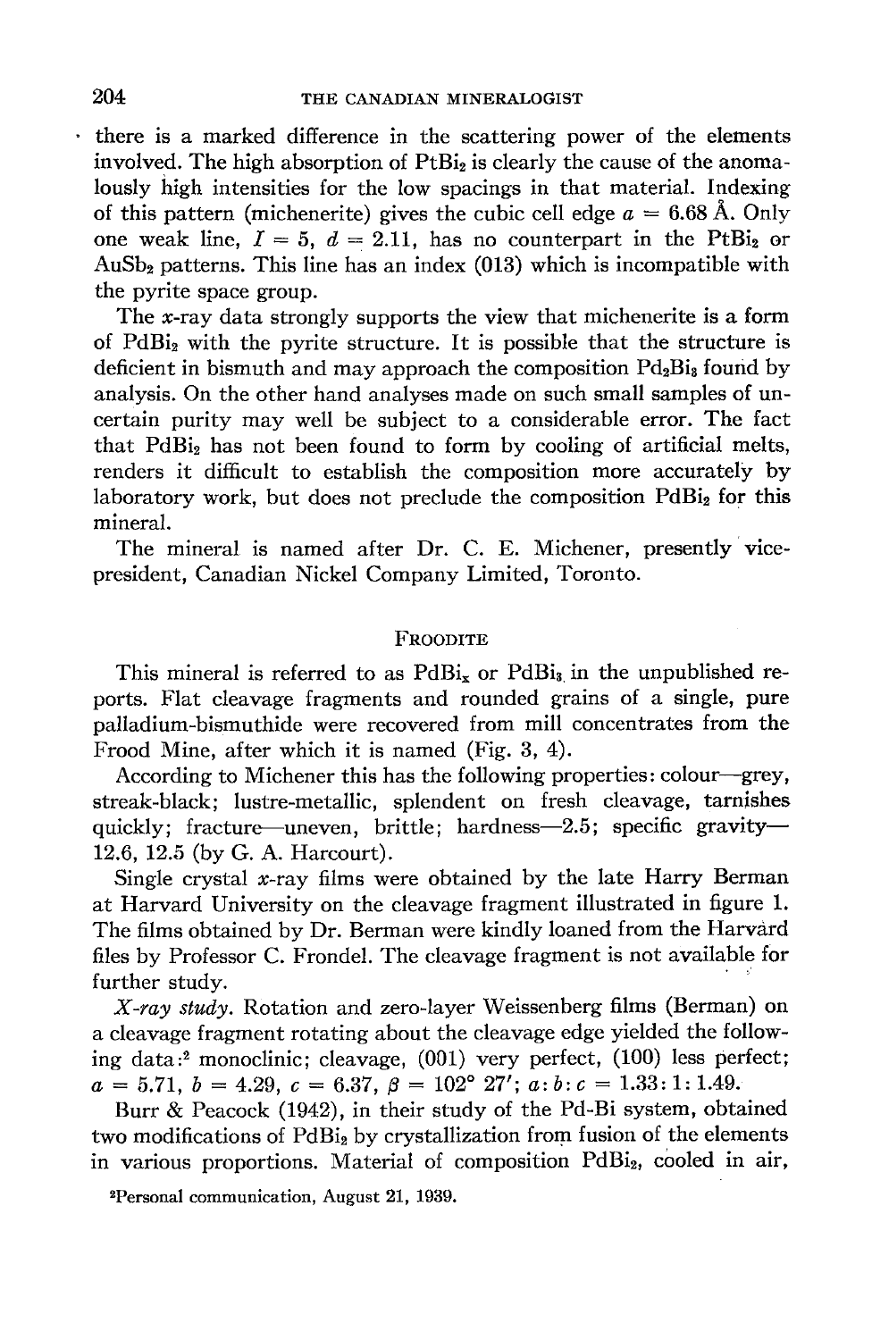there is a marked difference in the scattering power of the elements involved. The high absorption of $PtBi_2$ is clearly the cause of the anomalously high intensities for the low spacings in that material. Indexing of this pattern (michenerite) gives the cubic cell edge $a = 6.68$ Å. Only one weak line, $I = 5$, $d = 2.11$, has no counterpart in the $PtBi_2$ or $AuSb_2$ patterns. This line has an index (013) which is incompatible with the pyrite space group.

The $x$-ray data strongly supports the view that michenerite is a form of $PdBi_2$ with the pyrite structure. It is possible that the structure is deficient in bismuth and may approach the composition $Pd_2Bi_3$ found by analysis. On the other hand analyses made on such small samples of uncertain purity may well be subject to a considerable error. The fact that $PdBi_2$ has not been found to form by cooling of artificial melts, renders it difficult to establish the composition more accurately by laboratory work, but does not preclude the composition $PdBi_2$ for this mineral.

The mineral is named after Dr. C. E. Michener, presently vice-president, Canadian Nickel Company Limited, Toronto.

## Froodite

This mineral is referred to as $PdBi_x$ or $PdBi_3$ in the unpublished reports. Flat cleavage fragments and rounded grains of a single, pure palladium-bismuthide were recovered from mill concentrates from the Frood Mine, after which it is named (Fig. 3, 4).

According to Michener this has the following properties: colour—grey, streak-black; lustre-metallic, splendent on fresh cleavage, tarnishes quickly; fracture—uneven, brittle; hardness—2.5; specific gravity—12.6, 12.5 (by G. A. Harcourt).

Single crystal $x$-ray films were obtained by the late Harry Berman at Harvard University on the cleavage fragment illustrated in figure 1. The films obtained by Dr. Berman were kindly loaned from the Harvard files by Professor C. Frondel. The cleavage fragment is not available for further study.

*X-ray study*. Rotation and zero-layer Weissenberg films (Berman) on a cleavage fragment rotating about the cleavage edge yielded the following data:[2] monoclinic; cleavage, (001) very perfect, (100) less perfect; $a = 5.71$, $b = 4.29$, $c = 6.37$, $\beta = 102° 27'$; $a:b:c = 1.33:1:1.49$.

Burr & Peacock (1942), in their study of the Pd-Bi system, obtained two modifications of $PdBi_2$ by crystallization from fusion of the elements in various proportions. Material of composition $PdBi_2$, cooled in air,

[2]Personal communication, August 21, 1939.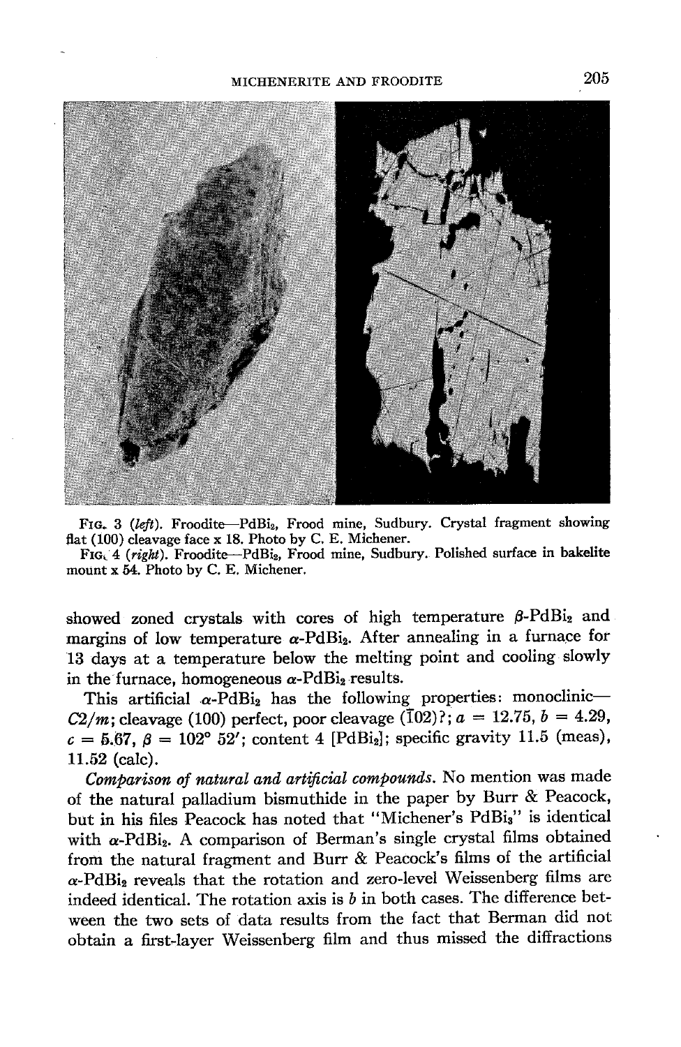FIG. 3 (*left*). Froodite—$PdBi_2$, Frood mine, Sudbury. Crystal fragment showing flat (100) cleavage face x 18. Photo by C. E. Michener.

FIG. 4 (*right*). Froodite—$PdBi_2$, Frood mine, Sudbury. Polished surface in bakelite mount x 54. Photo by C. E. Michener.

showed zoned crystals with cores of high temperature $\beta$-$PdBi_2$ and margins of low temperature $\alpha$-$PdBi_2$. After annealing in a furnace for 13 days at a temperature below the melting point and cooling slowly in the furnace, homogeneous $\alpha$-$PdBi_2$ results.

This artificial $\alpha$-$PdBi_2$ has the following properties: monoclinic—$C2/m$; cleavage (100) perfect, poor cleavage ($\bar{1}02$)?; $a = 12.75$, $b = 4.29$, $c = 5.67$, $\beta = 102° 52'$; content 4 [$PdBi_2$]; specific gravity 11.5 (meas), 11.52 (calc).

*Comparison of natural and artificial compounds.* No mention was made of the natural palladium bismuthide in the paper by Burr & Peacock, but in his files Peacock has noted that "Michener's $PdBi_3$" is identical with $\alpha$-$PdBi_2$. A comparison of Berman's single crystal films obtained from the natural fragment and Burr & Peacock's films of the artificial $\alpha$-$PdBi_2$ reveals that the rotation and zero-level Weissenberg films are indeed identical. The rotation axis is $b$ in both cases. The difference between the two sets of data results from the fact that Berman did not obtain a first-layer Weissenberg film and thus missed the diffractions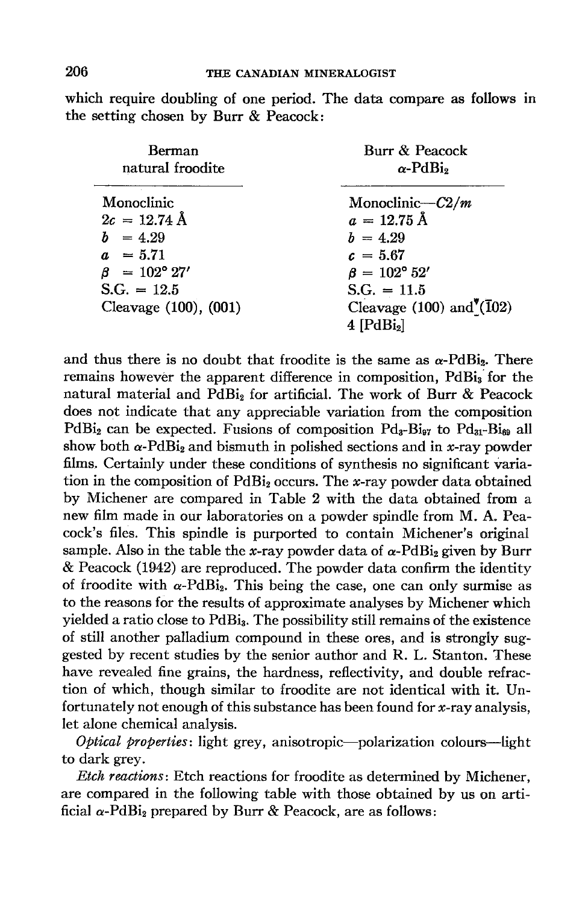which require doubling of one period. The data compare as follows in the setting chosen by Burr & Peacock:

| Berman natural froodite | Burr & Peacock $\alpha$-$PdBi_2$ |
|---|---|
| Monoclinic | Monoclinic—$C2/m$ |
| $2c$ = 12.74 Å | $a$ = 12.75 Å |
| $b$ = 4.29 | $b$ = 4.29 |
| $a$ = 5.71 | $c$ = 5.67 |
| $\beta$ = 102° 27′ | $\beta$ = 102° 52′ |
| S.G. = 12.5 | S.G. = 11.5 |
| Cleavage (100), (001) | Cleavage (100) and ($\bar{1}02$) |
| | 4 [$PdBi_2$] |

and thus there is no doubt that froodite is the same as $\alpha$-$PdBi_2$. There remains however the apparent difference in composition, $PdBi_3$ for the natural material and $PdBi_2$ for artificial. The work of Burr & Peacock does not indicate that any appreciable variation from the composition $PdBi_2$ can be expected. Fusions of composition $Pd_3$-$Bi_{97}$ to $Pd_{31}$-$Bi_{69}$ all show both $\alpha$-$PdBi_2$ and bismuth in polished sections and in $x$-ray powder films. Certainly under these conditions of synthesis no significant variation in the composition of $PdBi_2$ occurs. The $x$-ray powder data obtained by Michener are compared in Table 2 with the data obtained from a new film made in our laboratories on a powder spindle from M. A. Peacock's files. This spindle is purported to contain Michener's original sample. Also in the table the $x$-ray powder data of $\alpha$-$PdBi_2$ given by Burr & Peacock (1942) are reproduced. The powder data confirm the identity of froodite with $\alpha$-$PdBi_2$. This being the case, one can only surmise as to the reasons for the results of approximate analyses by Michener which yielded a ratio close to $PdBi_3$. The possibility still remains of the existence of still another palladium compound in these ores, and is strongly suggested by recent studies by the senior author and R. L. Stanton. These have revealed fine grains, the hardness, reflectivity, and double refraction of which, though similar to froodite are not identical with it. Unfortunately not enough of this substance has been found for $x$-ray analysis, let alone chemical analysis.

*Optical properties*: light grey, anisotropic—polarization colours—light to dark grey.

*Etch reactions*: Etch reactions for froodite as determined by Michener, are compared in the following table with those obtained by us on artificial $\alpha$-$PdBi_2$ prepared by Burr & Peacock, are as follows: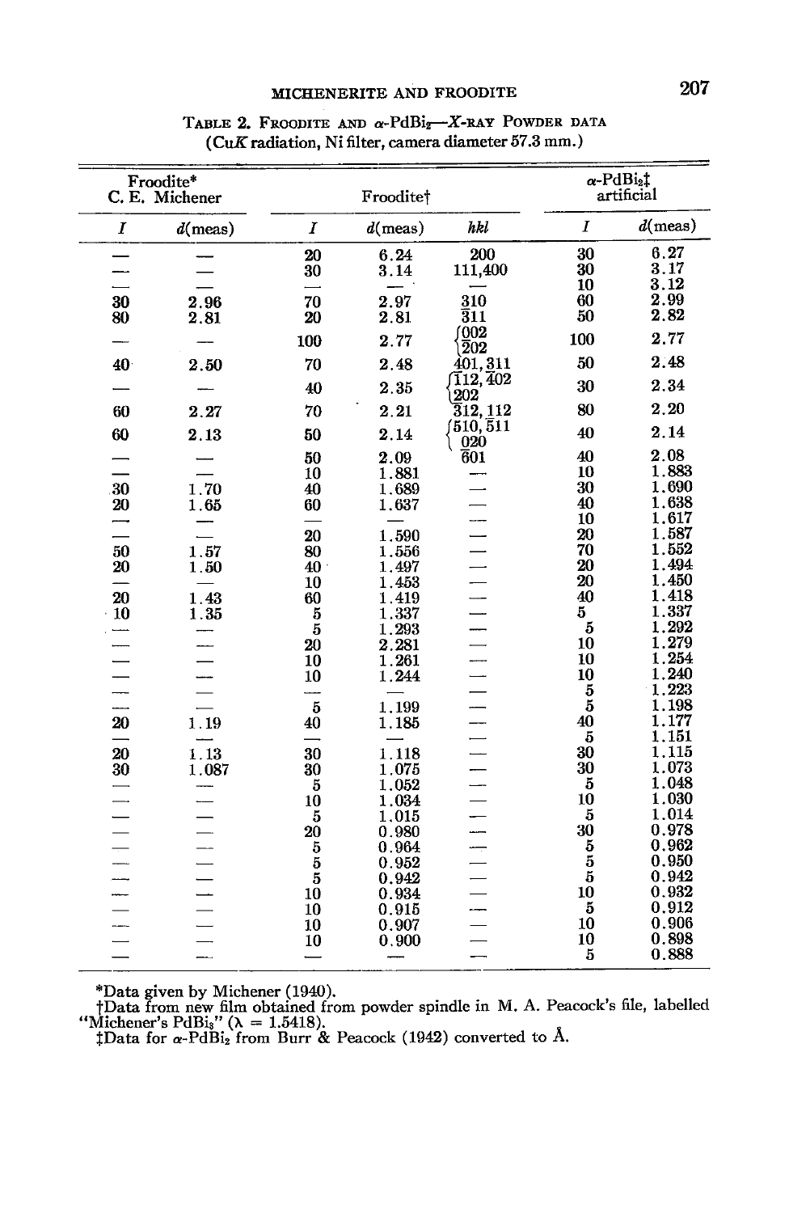TABLE 2. FROODITE AND $\alpha$-$PdBi_2$—X-RAY POWDER DATA
(CuK radiation, Ni filter, camera diameter 57.3 mm.)

| Froodite* C. E. Michener | | Froodite† | | | $\alpha$-$PdBi_2$‡ artificial | |
|---|---|---|---|---|---|---|
| *I* | *d*(meas) | *I* | *d*(meas) | *hkl* | *I* | *d*(meas) |
| — | — | 20 | 6.24 | 200 | 30 | 6.27 |
| — | — | 30 | 3.14 | 111,400 | 30 | 3.17 |
| — | — | — | — | — | 10 | 3.12 |
| 30 | 2.96 | 70 | 2.97 | $\bar{3}10$ | 60 | 2.99 |
| 80 | 2.81 | 20 | 2.81 | $\bar{3}11$ | 50 | 2.82 |
| — | — | 100 | 2.77 | {002, $\bar{2}02$} | 100 | 2.77 |
| 40 | 2.50 | 70 | 2.48 | $\bar{4}01$, 311 | 50 | 2.48 |
| — | — | 40 | 2.35 | {$\bar{1}12$, $\bar{4}02$, 202} | 30 | 2.34 |
| 60 | 2.27 | 70 | 2.21 | $\bar{3}12$, 112 | 80 | 2.20 |
| 60 | 2.13 | 50 | 2.14 | {510, $\bar{5}11$, 020} | 40 | 2.14 |
| — | — | 50 | 2.09 | $\bar{6}01$ | 40 | 2.08 |
| — | — | 10 | 1.881 | — | 10 | 1.883 |
| 30 | 1.70 | 40 | 1.689 | — | 30 | 1.690 |
| 20 | 1.65 | 60 | 1.637 | — | 40 | 1.638 |
| — | — | — | — | — | 10 | 1.617 |
| — | — | 20 | 1.590 | — | 20 | 1.587 |
| 50 | 1.57 | 80 | 1.556 | — | 70 | 1.552 |
| 20 | 1.50 | 40 | 1.497 | — | 20 | 1.494 |
| — | — | 10 | 1.453 | — | 20 | 1.450 |
| 20 | 1.43 | 60 | 1.419 | — | 40 | 1.418 |
| 10 | 1.35 | 5 | 1.337 | — | 5 | 1.337 |
| — | — | 5 | 1.293 | — | 5 | 1.292 |
| — | — | 20 | 2.281 | — | 10 | 1.279 |
| — | — | 10 | 1.261 | — | 10 | 1.254 |
| — | — | 10 | 1.244 | — | 10 | 1.240 |
| — | — | — | — | — | 5 | 1.223 |
| — | — | 5 | 1.199 | — | 5 | 1.198 |
| 20 | 1.19 | 40 | 1.185 | — | 40 | 1.177 |
| — | — | — | — | — | 5 | 1.151 |
| 20 | 1.13 | 30 | 1.118 | — | 30 | 1.115 |
| 30 | 1.087 | 30 | 1.075 | — | 30 | 1.073 |
| — | — | 5 | 1.052 | — | 5 | 1.048 |
| — | — | 10 | 1.034 | — | 10 | 1.030 |
| — | — | 5 | 1.015 | — | 5 | 1.014 |
| — | — | 20 | 0.980 | — | 30 | 0.978 |
| — | — | 5 | 0.964 | — | 5 | 0.962 |
| — | — | 5 | 0.952 | — | 5 | 0.950 |
| — | — | 5 | 0.942 | — | 5 | 0.942 |
| — | — | 10 | 0.934 | — | 10 | 0.932 |
| — | — | 10 | 0.915 | — | 5 | 0.912 |
| — | — | 10 | 0.907 | — | 10 | 0.906 |
| — | — | 10 | 0.900 | — | 10 | 0.898 |
| — | — | — | — | — | 5 | 0.888 |

*Data given by Michener (1940).
†Data from new film obtained from powder spindle in M. A. Peacock's file, labelled "Michener's $PdBi_3$" ($\lambda$ = 1.5418).
‡Data for $\alpha$-$PdBi_2$ from Burr & Peacock (1942) converted to Å.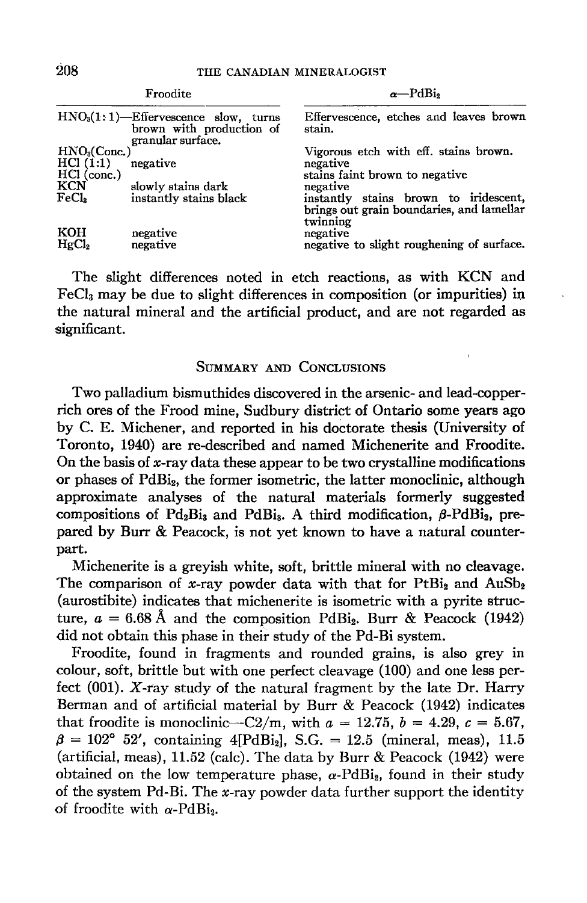| Froodite | | α—$PdBi_2$ |
|---|---|---|
| $HNO_3$(1:1)—Effervescence slow, turns brown with production of granular surface. | | Effervescence, etches and leaves brown stain. |
| $HNO_3$(Conc.) | | Vigorous etch with eff. stains brown. |
| HCl (1:1) | negative | negative |
| HCl (conc.) | | stains faint brown to negative |
| KCN | slowly stains dark | negative |
| $FeCl_3$ | instantly stains black | instantly stains brown to iridescent, brings out grain boundaries, and lamellar twinning |
| KOH | negative | negative |
| $HgCl_2$ | negative | negative to slight roughening of surface. |

The slight differences noted in etch reactions, as with KCN and $FeCl_3$ may be due to slight differences in composition (or impurities) in the natural mineral and the artificial product, and are not regarded as significant.

## Summary and Conclusions

Two palladium bismuthides discovered in the arsenic- and lead-copper-rich ores of the Frood mine, Sudbury district of Ontario some years ago by C. E. Michener, and reported in his doctorate thesis (University of Toronto, 1940) are re-described and named Michenerite and Froodite. On the basis of *x*-ray data these appear to be two crystalline modifications or phases of $PdBi_2$, the former isometric, the latter monoclinic, although approximate analyses of the natural materials formerly suggested compositions of $Pd_2Bi_3$ and $PdBi_3$. A third modification, β-$PdBi_2$, prepared by Burr & Peacock, is not yet known to have a natural counterpart.

Michenerite is a greyish white, soft, brittle mineral with no cleavage. The comparison of *x*-ray powder data with that for $PtBi_2$ and $AuSb_2$ (aurostibite) indicates that michenerite is isometric with a pyrite structure, $a = 6.68$ Å and the composition $PdBi_2$. Burr & Peacock (1942) did not obtain this phase in their study of the Pd-Bi system.

Froodite, found in fragments and rounded grains, is also grey in colour, soft, brittle but with one perfect cleavage (100) and one less perfect (001). *X*-ray study of the natural fragment by the late Dr. Harry Berman and of artificial material by Burr & Peacock (1942) indicates that froodite is monoclinic—$C2/m$, with $a = 12.75$, $b = 4.29$, $c = 5.67$, $\beta = 102°\ 52'$, containing 4[$PdBi_2$], S.G. = 12.5 (mineral, meas), 11.5 (artificial, meas), 11.52 (calc). The data by Burr & Peacock (1942) were obtained on the low temperature phase, α-$PdBi_2$, found in their study of the system Pd-Bi. The *x*-ray powder data further support the identity of froodite with α-$PdBi_2$.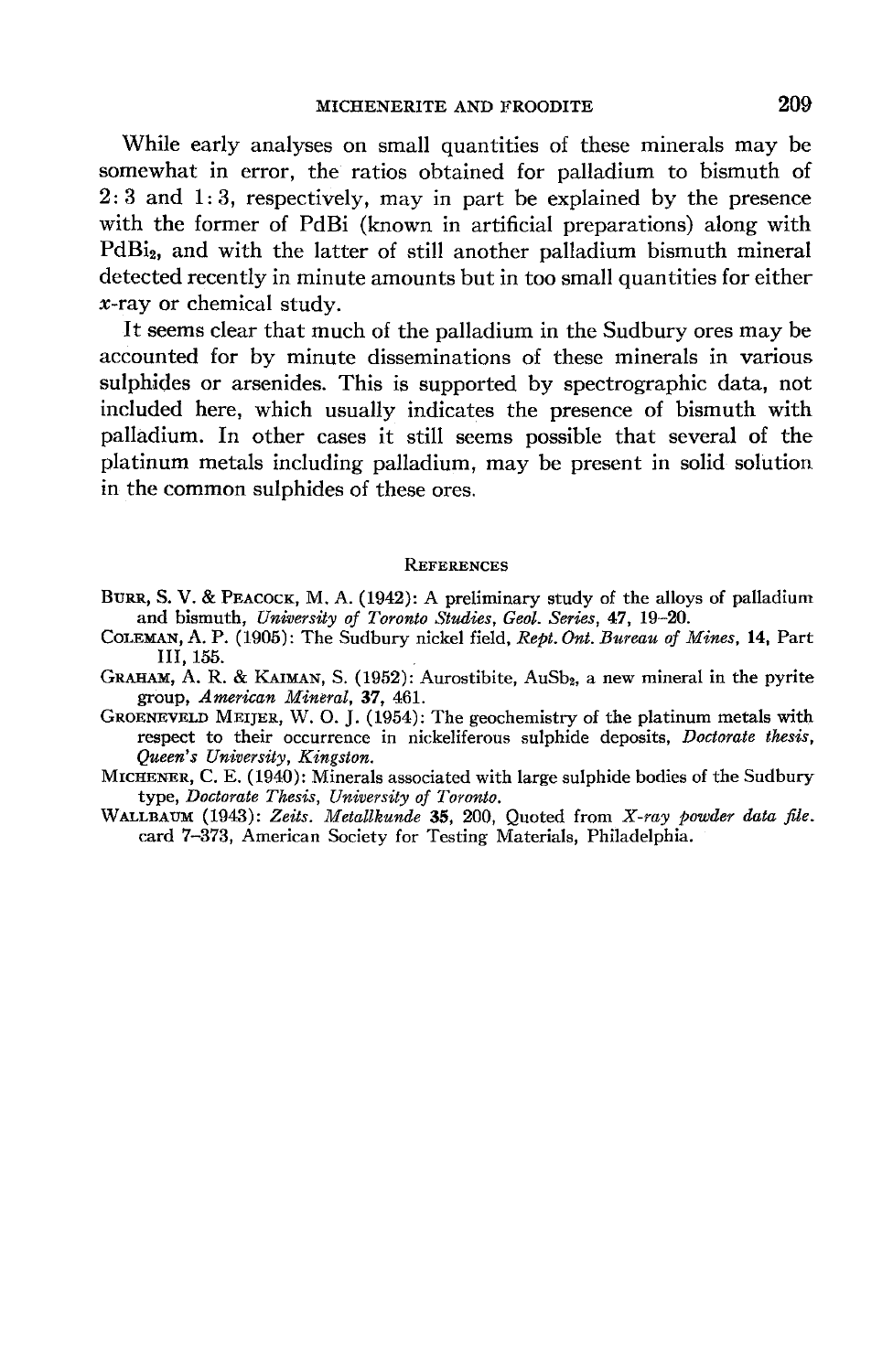While early analyses on small quantities of these minerals may be somewhat in error, the ratios obtained for palladium to bismuth of 2: 3 and 1: 3, respectively, may in part be explained by the presence with the former of PdBi (known in artificial preparations) along with $PdBi_2$, and with the latter of still another palladium bismuth mineral detected recently in minute amounts but in too small quantities for either *x*-ray or chemical study.

It seems clear that much of the palladium in the Sudbury ores may be accounted for by minute disseminations of these minerals in various sulphides or arsenides. This is supported by spectrographic data, not included here, which usually indicates the presence of bismuth with palladium. In other cases it still seems possible that several of the platinum metals including palladium, may be present in solid solution in the common sulphides of these ores.

## References

Burr, S. V. & Peacock, M. A. (1942): A preliminary study of the alloys of palladium and bismuth, *University of Toronto Studies, Geol. Series*, **47**, 19–20.

Coleman, A. P. (1905): The Sudbury nickel field, *Rept. Ont. Bureau of Mines*, **14**, Part III, 155.

Graham, A. R. & Kaiman, S. (1952): Aurostibite, $AuSb_2$, a new mineral in the pyrite group, *American Mineral*, **37**, 461.

Groeneveld Meijer, W. O. J. (1954): The geochemistry of the platinum metals with respect to their occurrence in nickeliferous sulphide deposits, *Doctorate thesis, Queen's University, Kingston.*

Michener, C. E. (1940): Minerals associated with large sulphide bodies of the Sudbury type, *Doctorate Thesis, University of Toronto.*

Wallbaum (1943): *Zeits. Metallkunde* **35**, 200, Quoted from *X-ray powder data file*. card 7–373, American Society for Testing Materials, Philadelphia.